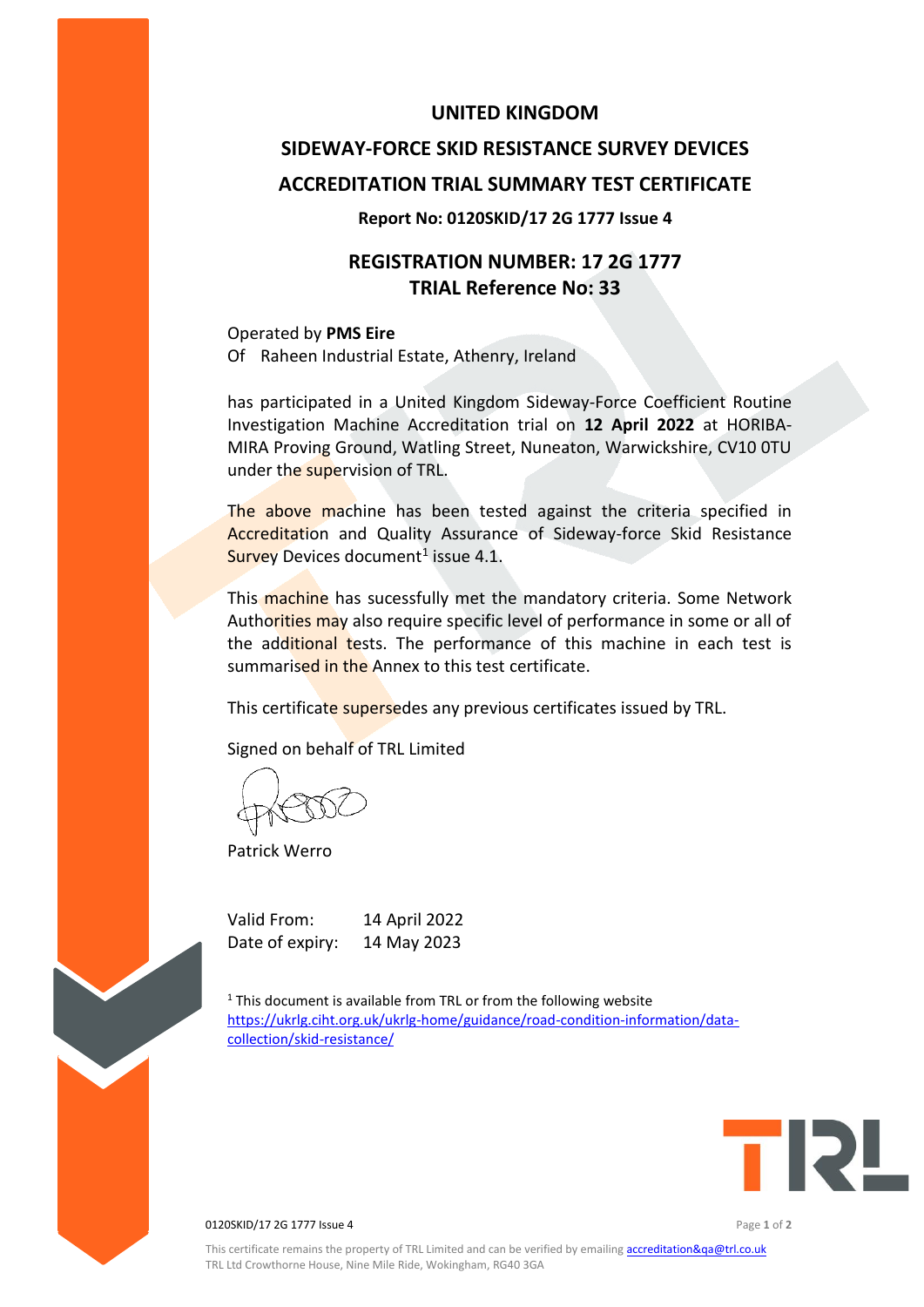# UNITED KINGDOM

# SIDEWAY-FORCE SKID RESISTANCE SURVEY DEVICES

# ACCREDITATION TRIAL SUMMARY TEST CERTIFICATE

**Report No: 0120SKID/17 2G 1777 Issue 4**

## REGISTRATION NUMBER: 17 2G 1777
## TRIAL Reference No: 33

Operated by **PMS Eire**
Of Raheen Industrial Estate, Athenry, Ireland

has participated in a United Kingdom Sideway-Force Coefficient Routine Investigation Machine Accreditation trial on **12 April 2022** at HORIBA-MIRA Proving Ground, Watling Street, Nuneaton, Warwickshire, CV10 0TU under the supervision of TRL.

The above machine has been tested against the criteria specified in Accreditation and Quality Assurance of Sideway-force Skid Resistance Survey Devices document[1] issue 4.1.

This machine has sucessfully met the mandatory criteria. Some Network Authorities may also require specific level of performance in some or all of the additional tests. The performance of this machine in each test is summarised in the Annex to this test certificate.

This certificate supersedes any previous certificates issued by TRL.

Signed on behalf of TRL Limited

Patrick Werro

Valid From: 14 April 2022
Date of expiry: 14 May 2023

[1] This document is available from TRL or from the following website https://ukrlg.ciht.org.uk/ukrlg-home/guidance/road-condition-information/data-collection/skid-resistance/

0120SKID/17 2G 1777 Issue 4

This certificate remains the property of TRL Limited and can be verified by emailing accreditation&qa@trl.co.uk
TRL Ltd Crowthorne House, Nine Mile Ride, Wokingham, RG40 3GA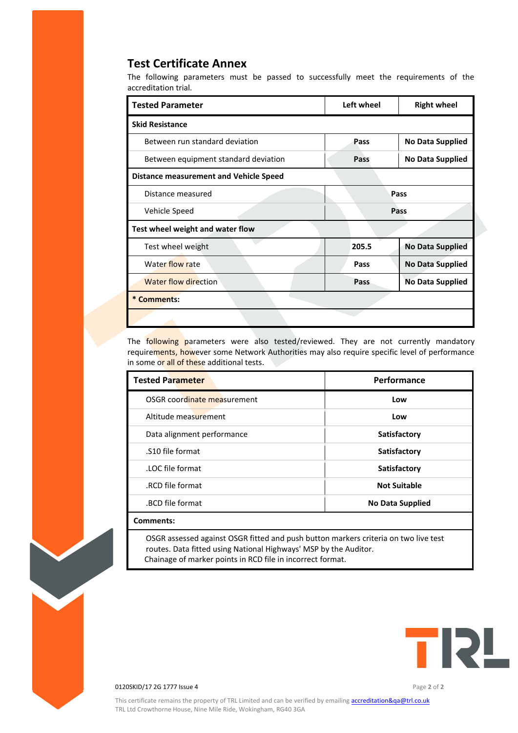## Test Certificate Annex

The following parameters must be passed to successfully meet the requirements of the accreditation trial.

| Tested Parameter | Left wheel | Right wheel |
|---|---|---|
| **Skid Resistance** | | |
| Between run standard deviation | **Pass** | **No Data Supplied** |
| Between equipment standard deviation | **Pass** | **No Data Supplied** |
| **Distance measurement and Vehicle Speed** | | |
| Distance measured | **Pass** | |
| Vehicle Speed | **Pass** | |
| **Test wheel weight and water flow** | | |
| Test wheel weight | **205.5** | **No Data Supplied** |
| Water flow rate | **Pass** | **No Data Supplied** |
| Water flow direction | **Pass** | **No Data Supplied** |
| *** Comments:** | | |
| | | |

The following parameters were also tested/reviewed. They are not currently mandatory requirements, however some Network Authorities may also require specific level of performance in some or all of these additional tests.

| Tested Parameter | Performance |
|---|---|
| OSGR coordinate measurement | **Low** |
| Altitude measurement | **Low** |
| Data alignment performance | **Satisfactory** |
| .S10 file format | **Satisfactory** |
| .LOC file format | **Satisfactory** |
| .RCD file format | **Not Suitable** |
| .BCD file format | **No Data Supplied** |
| **Comments:** | |
| OSGR assessed against OSGR fitted and push button markers criteria on two live test routes. Data fitted using National Highways' MSP by the Auditor. Chainage of marker points in RCD file in incorrect format. | |

0120SKID/17 2G 1777 Issue 4

This certificate remains the property of TRL Limited and can be verified by emailing accreditation&qa@trl.co.uk
TRL Ltd Crowthorne House, Nine Mile Ride, Wokingham, RG40 3GA